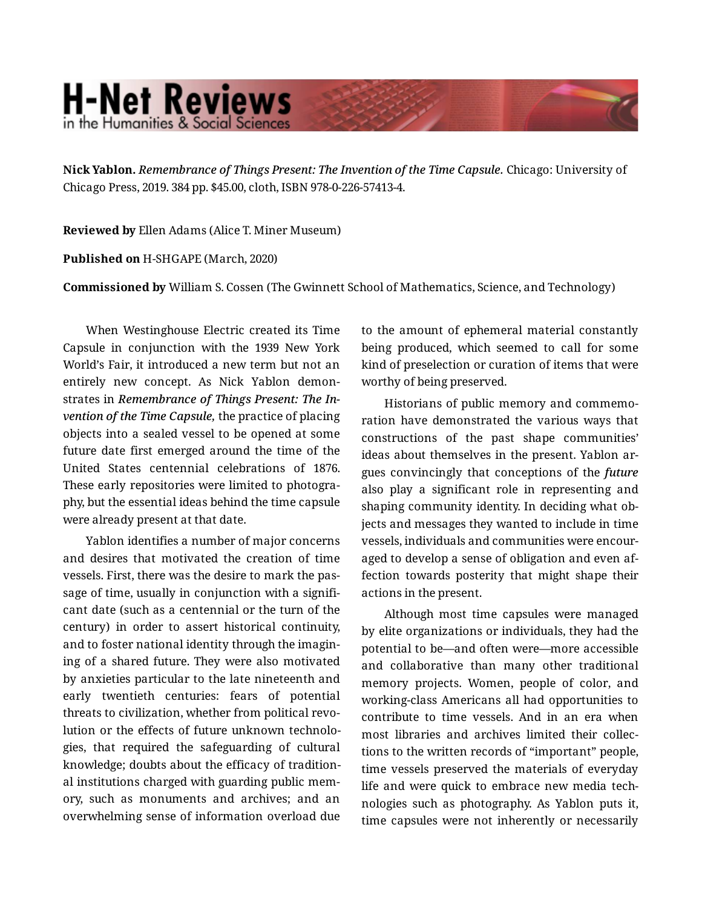**Nick Yablon.** *Remembrance of Things Present: The Invention of the Time Capsule.* Chicago: University of Chicago Press, 2019. 384 pp. $45.00, cloth, ISBN 978-0-226-57413-4.

**Reviewed by** Ellen Adams (Alice T. Miner Museum)

**Published on** H-SHGAPE (March, 2020)

**Commissioned by** William S. Cossen (The Gwinnett School of Mathematics, Science, and Technology)

When Westinghouse Electric created its Time Capsule in conjunction with the 1939 New York World's Fair, it introduced a new term but not an entirely new concept. As Nick Yablon demonstrates in ***Remembrance of Things Present: The Invention of the Time Capsule,*** the practice of placing objects into a sealed vessel to be opened at some future date first emerged around the time of the United States centennial celebrations of 1876. These early repositories were limited to photography, but the essential ideas behind the time capsule were already present at that date.

Yablon identifies a number of major concerns and desires that motivated the creation of time vessels. First, there was the desire to mark the passage of time, usually in conjunction with a significant date (such as a centennial or the turn of the century) in order to assert historical continuity, and to foster national identity through the imagining of a shared future. They were also motivated by anxieties particular to the late nineteenth and early twentieth centuries: fears of potential threats to civilization, whether from political revolution or the effects of future unknown technologies, that required the safeguarding of cultural knowledge; doubts about the efficacy of traditional institutions charged with guarding public memory, such as monuments and archives; and an overwhelming sense of information overload due to the amount of ephemeral material constantly being produced, which seemed to call for some kind of preselection or curation of items that were worthy of being preserved.

Historians of public memory and commemoration have demonstrated the various ways that constructions of the past shape communities' ideas about themselves in the present. Yablon argues convincingly that conceptions of the ***future*** also play a significant role in representing and shaping community identity. In deciding what objects and messages they wanted to include in time vessels, individuals and communities were encouraged to develop a sense of obligation and even affection towards posterity that might shape their actions in the present.

Although most time capsules were managed by elite organizations or individuals, they had the potential to be—and often were—more accessible and collaborative than many other traditional memory projects. Women, people of color, and working-class Americans all had opportunities to contribute to time vessels. And in an era when most libraries and archives limited their collections to the written records of "important" people, time vessels preserved the materials of everyday life and were quick to embrace new media technologies such as photography. As Yablon puts it, time capsules were not inherently or necessarily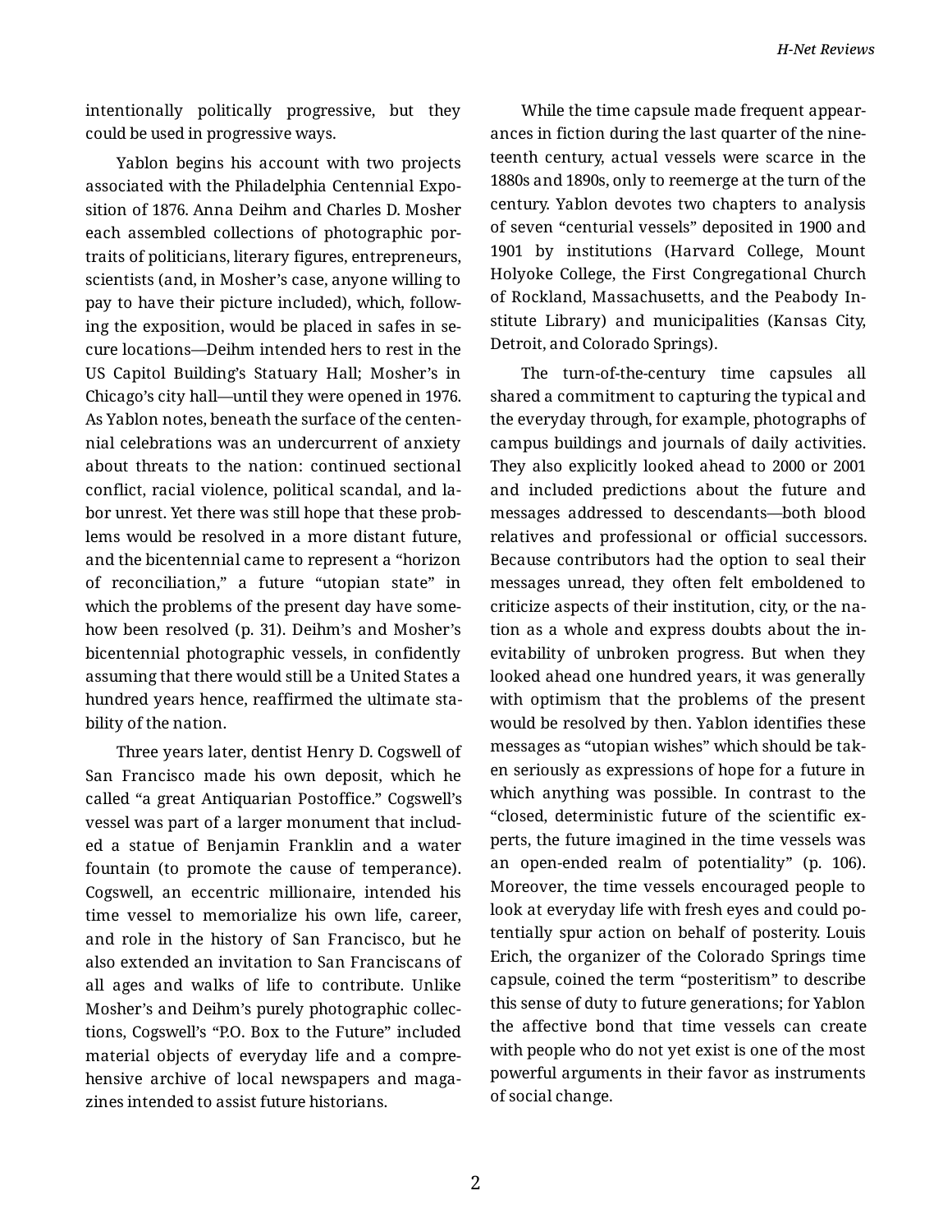intentionally politically progressive, but they could be used in progressive ways.

Yablon begins his account with two projects associated with the Philadelphia Centennial Exposition of 1876. Anna Deihm and Charles D. Mosher each assembled collections of photographic portraits of politicians, literary figures, entrepreneurs, scientists (and, in Mosher's case, anyone willing to pay to have their picture included), which, following the exposition, would be placed in safes in secure locations—Deihm intended hers to rest in the US Capitol Building's Statuary Hall; Mosher's in Chicago's city hall—until they were opened in 1976. As Yablon notes, beneath the surface of the centennial celebrations was an undercurrent of anxiety about threats to the nation: continued sectional conflict, racial violence, political scandal, and labor unrest. Yet there was still hope that these problems would be resolved in a more distant future, and the bicentennial came to represent a "horizon of reconciliation," a future "utopian state" in which the problems of the present day have somehow been resolved (p. 31). Deihm's and Mosher's bicentennial photographic vessels, in confidently assuming that there would still be a United States a hundred years hence, reaffirmed the ultimate stability of the nation.

Three years later, dentist Henry D. Cogswell of San Francisco made his own deposit, which he called "a great Antiquarian Postoffice." Cogswell's vessel was part of a larger monument that included a statue of Benjamin Franklin and a water fountain (to promote the cause of temperance). Cogswell, an eccentric millionaire, intended his time vessel to memorialize his own life, career, and role in the history of San Francisco, but he also extended an invitation to San Franciscans of all ages and walks of life to contribute. Unlike Mosher's and Deihm's purely photographic collections, Cogswell's "P.O. Box to the Future" included material objects of everyday life and a comprehensive archive of local newspapers and magazines intended to assist future historians.

While the time capsule made frequent appearances in fiction during the last quarter of the nineteenth century, actual vessels were scarce in the 1880s and 1890s, only to reemerge at the turn of the century. Yablon devotes two chapters to analysis of seven "centurial vessels" deposited in 1900 and 1901 by institutions (Harvard College, Mount Holyoke College, the First Congregational Church of Rockland, Massachusetts, and the Peabody Institute Library) and municipalities (Kansas City, Detroit, and Colorado Springs).

The turn-of-the-century time capsules all shared a commitment to capturing the typical and the everyday through, for example, photographs of campus buildings and journals of daily activities. They also explicitly looked ahead to 2000 or 2001 and included predictions about the future and messages addressed to descendants—both blood relatives and professional or official successors. Because contributors had the option to seal their messages unread, they often felt emboldened to criticize aspects of their institution, city, or the nation as a whole and express doubts about the inevitability of unbroken progress. But when they looked ahead one hundred years, it was generally with optimism that the problems of the present would be resolved by then. Yablon identifies these messages as "utopian wishes" which should be taken seriously as expressions of hope for a future in which anything was possible. In contrast to the "closed, deterministic future of the scientific experts, the future imagined in the time vessels was an open-ended realm of potentiality" (p. 106). Moreover, the time vessels encouraged people to look at everyday life with fresh eyes and could potentially spur action on behalf of posterity. Louis Erich, the organizer of the Colorado Springs time capsule, coined the term "posteritism" to describe this sense of duty to future generations; for Yablon the affective bond that time vessels can create with people who do not yet exist is one of the most powerful arguments in their favor as instruments of social change.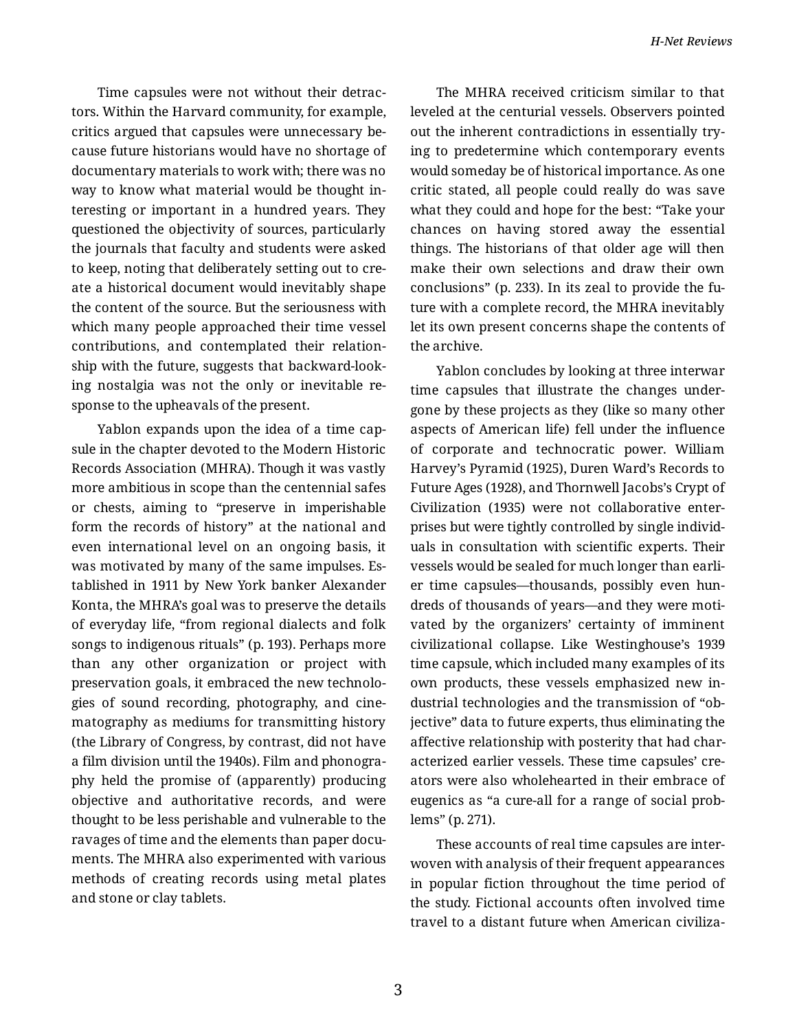Time capsules were not without their detractors. Within the Harvard community, for example, critics argued that capsules were unnecessary because future historians would have no shortage of documentary materials to work with; there was no way to know what material would be thought interesting or important in a hundred years. They questioned the objectivity of sources, particularly the journals that faculty and students were asked to keep, noting that deliberately setting out to create a historical document would inevitably shape the content of the source. But the seriousness with which many people approached their time vessel contributions, and contemplated their relationship with the future, suggests that backward-looking nostalgia was not the only or inevitable response to the upheavals of the present.

Yablon expands upon the idea of a time capsule in the chapter devoted to the Modern Historic Records Association (MHRA). Though it was vastly more ambitious in scope than the centennial safes or chests, aiming to "preserve in imperishable form the records of history" at the national and even international level on an ongoing basis, it was motivated by many of the same impulses. Established in 1911 by New York banker Alexander Konta, the MHRA's goal was to preserve the details of everyday life, "from regional dialects and folk songs to indigenous rituals" (p. 193). Perhaps more than any other organization or project with preservation goals, it embraced the new technologies of sound recording, photography, and cinematography as mediums for transmitting history (the Library of Congress, by contrast, did not have a film division until the 1940s). Film and phonography held the promise of (apparently) producing objective and authoritative records, and were thought to be less perishable and vulnerable to the ravages of time and the elements than paper documents. The MHRA also experimented with various methods of creating records using metal plates and stone or clay tablets.

The MHRA received criticism similar to that leveled at the centurial vessels. Observers pointed out the inherent contradictions in essentially trying to predetermine which contemporary events would someday be of historical importance. As one critic stated, all people could really do was save what they could and hope for the best: "Take your chances on having stored away the essential things. The historians of that older age will then make their own selections and draw their own conclusions" (p. 233). In its zeal to provide the future with a complete record, the MHRA inevitably let its own present concerns shape the contents of the archive.

Yablon concludes by looking at three interwar time capsules that illustrate the changes undergone by these projects as they (like so many other aspects of American life) fell under the influence of corporate and technocratic power. William Harvey's Pyramid (1925), Duren Ward's Records to Future Ages (1928), and Thornwell Jacobs's Crypt of Civilization (1935) were not collaborative enterprises but were tightly controlled by single individuals in consultation with scientific experts. Their vessels would be sealed for much longer than earlier time capsules—thousands, possibly even hundreds of thousands of years—and they were motivated by the organizers' certainty of imminent civilizational collapse. Like Westinghouse's 1939 time capsule, which included many examples of its own products, these vessels emphasized new industrial technologies and the transmission of "objective" data to future experts, thus eliminating the affective relationship with posterity that had characterized earlier vessels. These time capsules' creators were also wholehearted in their embrace of eugenics as "a cure-all for a range of social problems" (p. 271).

These accounts of real time capsules are interwoven with analysis of their frequent appearances in popular fiction throughout the time period of the study. Fictional accounts often involved time travel to a distant future when American civiliza-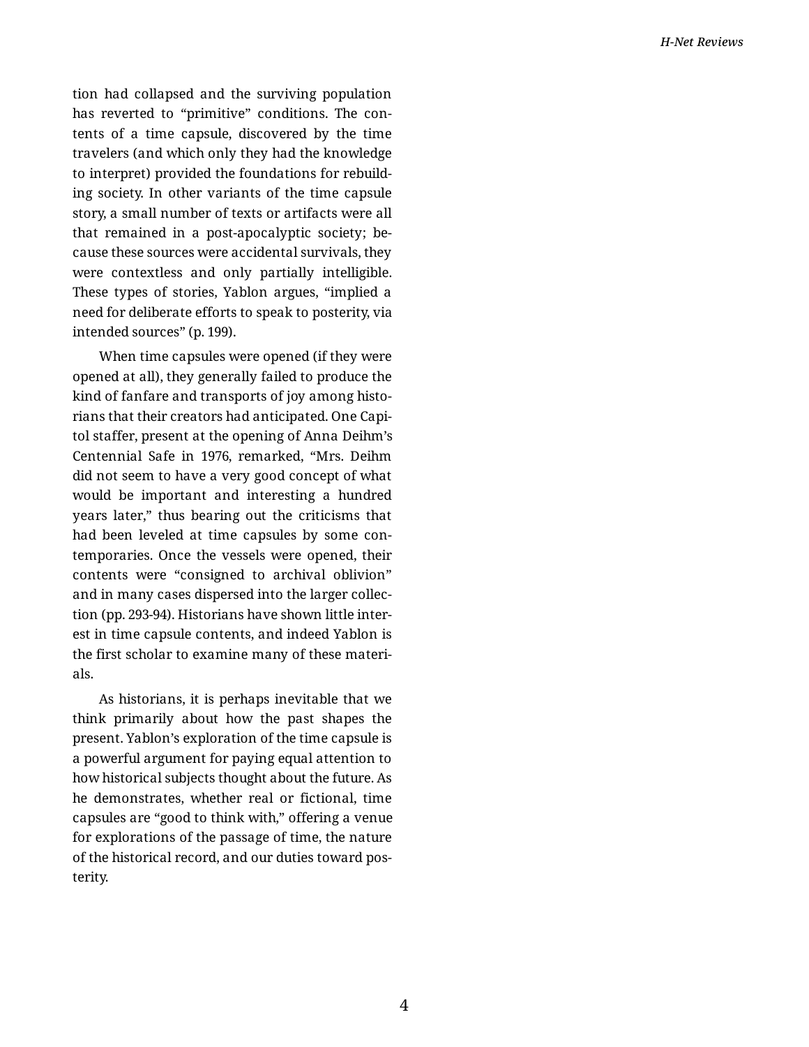tion had collapsed and the surviving population has reverted to "primitive" conditions. The contents of a time capsule, discovered by the time travelers (and which only they had the knowledge to interpret) provided the foundations for rebuilding society. In other variants of the time capsule story, a small number of texts or artifacts were all that remained in a post-apocalyptic society; because these sources were accidental survivals, they were contextless and only partially intelligible. These types of stories, Yablon argues, "implied a need for deliberate efforts to speak to posterity, via intended sources" (p. 199).

When time capsules were opened (if they were opened at all), they generally failed to produce the kind of fanfare and transports of joy among historians that their creators had anticipated. One Capitol staffer, present at the opening of Anna Deihm's Centennial Safe in 1976, remarked, "Mrs. Deihm did not seem to have a very good concept of what would be important and interesting a hundred years later," thus bearing out the criticisms that had been leveled at time capsules by some contemporaries. Once the vessels were opened, their contents were "consigned to archival oblivion" and in many cases dispersed into the larger collection (pp. 293-94). Historians have shown little interest in time capsule contents, and indeed Yablon is the first scholar to examine many of these materials.

As historians, it is perhaps inevitable that we think primarily about how the past shapes the present. Yablon's exploration of the time capsule is a powerful argument for paying equal attention to how historical subjects thought about the future. As he demonstrates, whether real or fictional, time capsules are "good to think with," offering a venue for explorations of the passage of time, the nature of the historical record, and our duties toward posterity.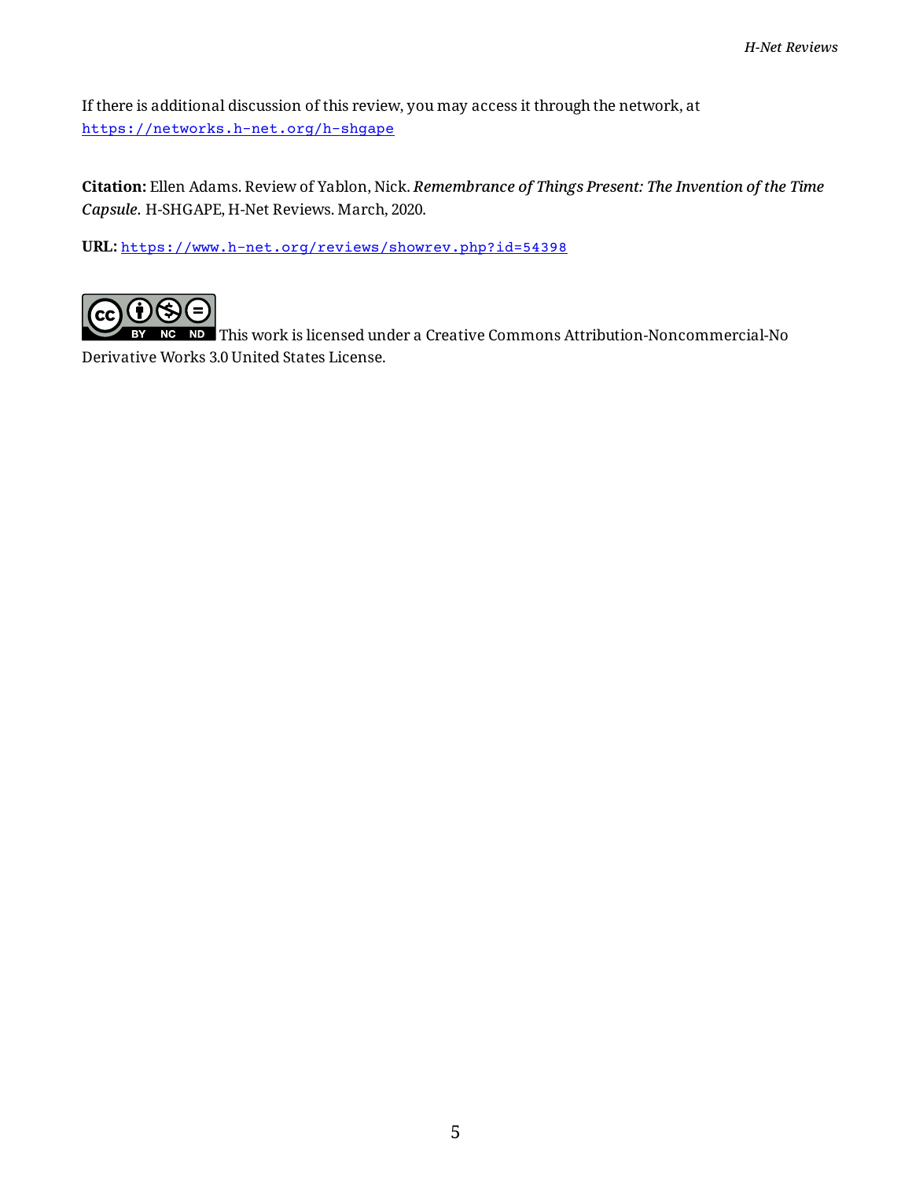If there is additional discussion of this review, you may access it through the network, at https://networks.h-net.org/h-shgape

**Citation:** Ellen Adams. Review of Yablon, Nick. ***Remembrance of Things Present: The Invention of the Time Capsule***. H-SHGAPE, H-Net Reviews. March, 2020.

**URL:** https://www.h-net.org/reviews/showrev.php?id=54398

This work is licensed under a Creative Commons Attribution-Noncommercial-No Derivative Works 3.0 United States License.